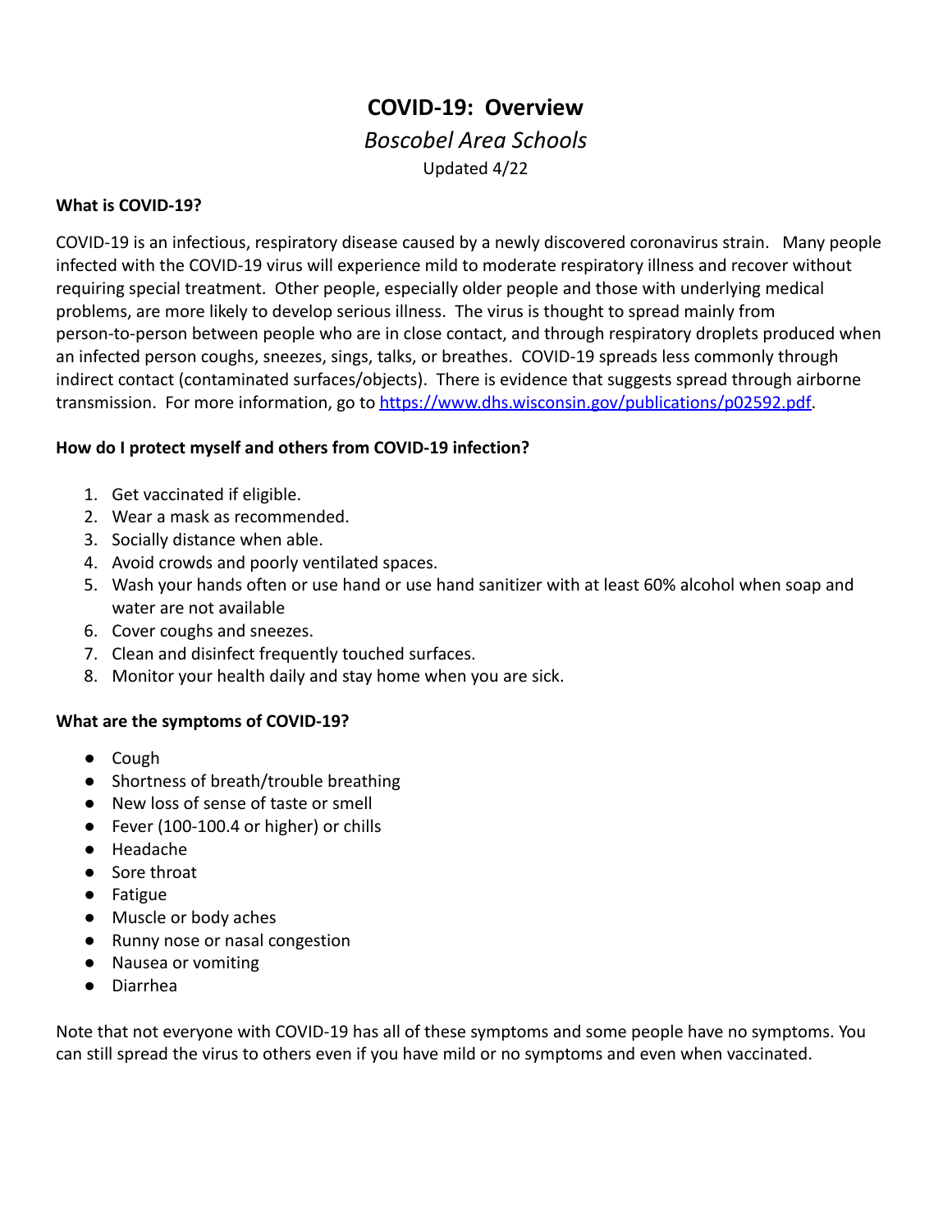# COVID-19: Overview

*Boscobel Area Schools*

Updated 4/22

**What is COVID-19?**

COVID-19 is an infectious, respiratory disease caused by a newly discovered coronavirus strain. Many people infected with the COVID-19 virus will experience mild to moderate respiratory illness and recover without requiring special treatment. Other people, especially older people and those with underlying medical problems, are more likely to develop serious illness. The virus is thought to spread mainly from person-to-person between people who are in close contact, and through respiratory droplets produced when an infected person coughs, sneezes, sings, talks, or breathes. COVID-19 spreads less commonly through indirect contact (contaminated surfaces/objects). There is evidence that suggests spread through airborne transmission. For more information, go to [https://www.dhs.wisconsin.gov/publications/p02592.pdf](https://www.dhs.wisconsin.gov/publications/p02592.pdf).

**How do I protect myself and others from COVID-19 infection?**

1. Get vaccinated if eligible.
2. Wear a mask as recommended.
3. Socially distance when able.
4. Avoid crowds and poorly ventilated spaces.
5. Wash your hands often or use hand or use hand sanitizer with at least 60% alcohol when soap and water are not available
6. Cover coughs and sneezes.
7. Clean and disinfect frequently touched surfaces.
8. Monitor your health daily and stay home when you are sick.

**What are the symptoms of COVID-19?**

- Cough
- Shortness of breath/trouble breathing
- New loss of sense of taste or smell
- Fever (100-100.4 or higher) or chills
- Headache
- Sore throat
- Fatigue
- Muscle or body aches
- Runny nose or nasal congestion
- Nausea or vomiting
- Diarrhea

Note that not everyone with COVID-19 has all of these symptoms and some people have no symptoms. You can still spread the virus to others even if you have mild or no symptoms and even when vaccinated.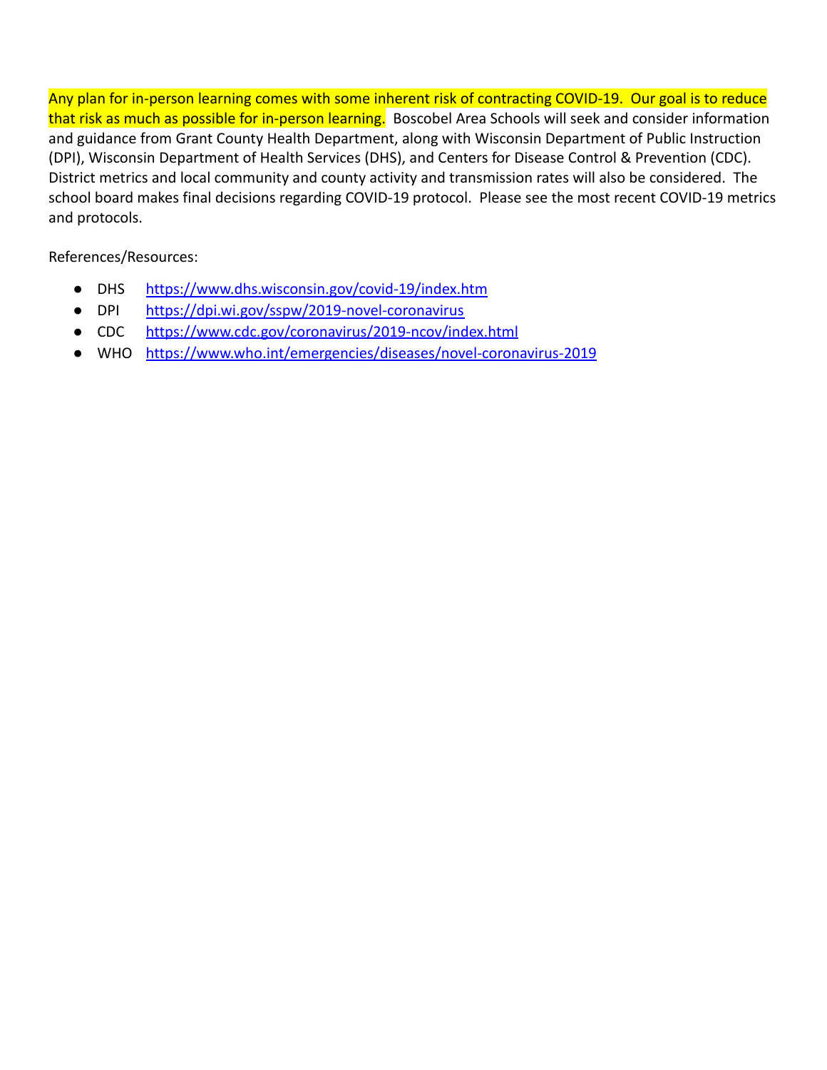Any plan for in-person learning comes with some inherent risk of contracting COVID-19. Our goal is to reduce that risk as much as possible for in-person learning. Boscobel Area Schools will seek and consider information and guidance from Grant County Health Department, along with Wisconsin Department of Public Instruction (DPI), Wisconsin Department of Health Services (DHS), and Centers for Disease Control & Prevention (CDC). District metrics and local community and county activity and transmission rates will also be considered. The school board makes final decisions regarding COVID-19 protocol. Please see the most recent COVID-19 metrics and protocols.

References/Resources:

- DHS https://www.dhs.wisconsin.gov/covid-19/index.htm
- DPI https://dpi.wi.gov/sspw/2019-novel-coronavirus
- CDC https://www.cdc.gov/coronavirus/2019-ncov/index.html
- WHO https://www.who.int/emergencies/diseases/novel-coronavirus-2019